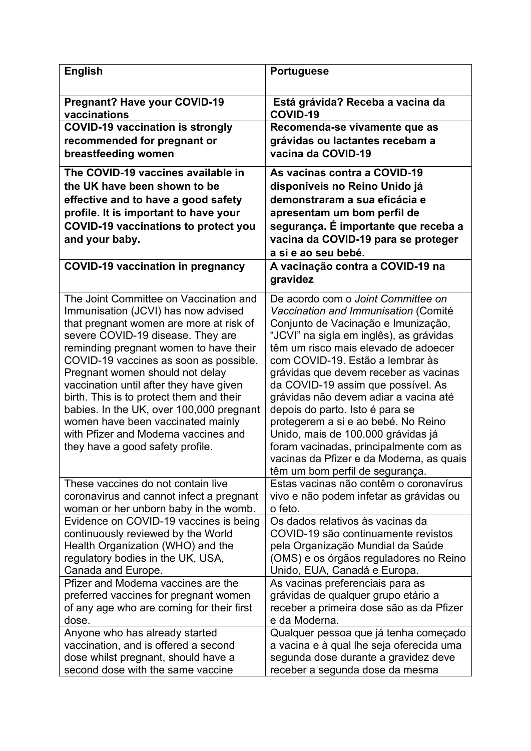| English | Portuguese |
| --- | --- |
| **Pregnant? Have your COVID-19 vaccinations** | **Está grávida? Receba a vacina da COVID-19** |
| **COVID-19 vaccination is strongly recommended for pregnant or breastfeeding women** | **Recomenda-se vivamente que as grávidas ou lactantes recebam a vacina da COVID-19** |
| **The COVID-19 vaccines available in the UK have been shown to be effective and to have a good safety profile. It is important to have your COVID-19 vaccinations to protect you and your baby.** | **As vacinas contra a COVID-19 disponíveis no Reino Unido já demonstraram a sua eficácia e apresentam um bom perfil de segurança. É importante que receba a vacina da COVID-19 para se proteger a si e ao seu bebé.** |
| **COVID-19 vaccination in pregnancy** | **A vacinação contra a COVID-19 na gravidez** |
| The Joint Committee on Vaccination and Immunisation (JCVI) has now advised that pregnant women are more at risk of severe COVID-19 disease. They are reminding pregnant women to have their COVID-19 vaccines as soon as possible. Pregnant women should not delay vaccination until after they have given birth. This is to protect them and their babies. In the UK, over 100,000 pregnant women have been vaccinated mainly with Pfizer and Moderna vaccines and they have a good safety profile. | De acordo com o *Joint Committee on Vaccination and Immunisation* (Comité Conjunto de Vacinação e Imunização, "JCVI" na sigla em inglês), as grávidas têm um risco mais elevado de adoecer com COVID-19. Estão a lembrar às grávidas que devem receber as vacinas da COVID-19 assim que possível. As grávidas não devem adiar a vacina até depois do parto. Isto é para se protegerem a si e ao bebé. No Reino Unido, mais de 100.000 grávidas já foram vacinadas, principalmente com as vacinas da Pfizer e da Moderna, as quais têm um bom perfil de segurança. |
| These vaccines do not contain live coronavirus and cannot infect a pregnant woman or her unborn baby in the womb. | Estas vacinas não contêm o coronavírus vivo e não podem infetar as grávidas ou o feto. |
| Evidence on COVID-19 vaccines is being continuously reviewed by the World Health Organization (WHO) and the regulatory bodies in the UK, USA, Canada and Europe. | Os dados relativos às vacinas da COVID-19 são continuamente revistos pela Organização Mundial da Saúde (OMS) e os órgãos reguladores no Reino Unido, EUA, Canadá e Europa. |
| Pfizer and Moderna vaccines are the preferred vaccines for pregnant women of any age who are coming for their first dose. | As vacinas preferenciais para as grávidas de qualquer grupo etário a receber a primeira dose são as da Pfizer e da Moderna. |
| Anyone who has already started vaccination, and is offered a second dose whilst pregnant, should have a second dose with the same vaccine | Qualquer pessoa que já tenha começado a vacina e à qual lhe seja oferecida uma segunda dose durante a gravidez deve receber a segunda dose da mesma |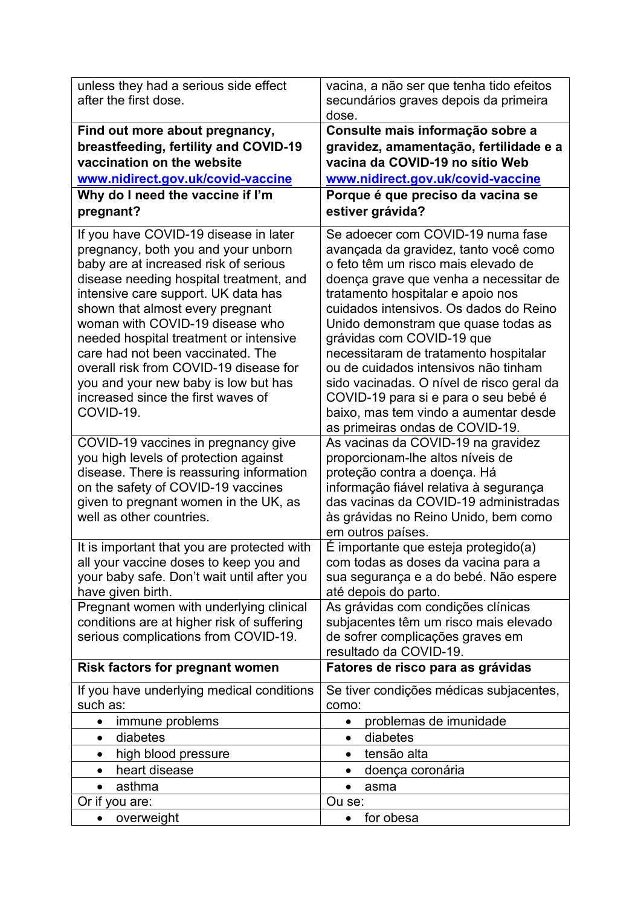| | |
|---|---|
| unless they had a serious side effect after the first dose. | vacina, a não ser que tenha tido efeitos secundários graves depois da primeira dose. |
| **Find out more about pregnancy, breastfeeding, fertility and COVID-19 vaccination on the website [www.nidirect.gov.uk/covid-vaccine](http://www.nidirect.gov.uk/covid-vaccine)** | **Consulte mais informação sobre a gravidez, amamentação, fertilidade e a vacina da COVID-19 no sítio Web [www.nidirect.gov.uk/covid-vaccine](http://www.nidirect.gov.uk/covid-vaccine)** |
| **Why do I need the vaccine if I'm pregnant?** | **Porque é que preciso da vacina se estiver grávida?** |
| If you have COVID-19 disease in later pregnancy, both you and your unborn baby are at increased risk of serious disease needing hospital treatment, and intensive care support. UK data has shown that almost every pregnant woman with COVID-19 disease who needed hospital treatment or intensive care had not been vaccinated. The overall risk from COVID-19 disease for you and your new baby is low but has increased since the first waves of COVID-19. | Se adoecer com COVID-19 numa fase avançada da gravidez, tanto você como o feto têm um risco mais elevado de doença grave que venha a necessitar de tratamento hospitalar e apoio nos cuidados intensivos. Os dados do Reino Unido demonstram que quase todas as grávidas com COVID-19 que necessitaram de tratamento hospitalar ou de cuidados intensivos não tinham sido vacinadas. O nível de risco geral da COVID-19 para si e para o seu bebé é baixo, mas tem vindo a aumentar desde as primeiras ondas de COVID-19. |
| COVID-19 vaccines in pregnancy give you high levels of protection against disease. There is reassuring information on the safety of COVID-19 vaccines given to pregnant women in the UK, as well as other countries. | As vacinas da COVID-19 na gravidez proporcionam-lhe altos níveis de proteção contra a doença. Há informação fiável relativa à segurança das vacinas da COVID-19 administradas às grávidas no Reino Unido, bem como em outros países. |
| It is important that you are protected with all your vaccine doses to keep you and your baby safe. Don't wait until after you have given birth. | É importante que esteja protegido(a) com todas as doses da vacina para a sua segurança e a do bebé. Não espere até depois do parto. |
| Pregnant women with underlying clinical conditions are at higher risk of suffering serious complications from COVID-19. | As grávidas com condições clínicas subjacentes têm um risco mais elevado de sofrer complicações graves em resultado da COVID-19. |
| **Risk factors for pregnant women** | **Fatores de risco para as grávidas** |
| If you have underlying medical conditions such as: | Se tiver condições médicas subjacentes, como: |
| • immune problems | • problemas de imunidade |
| • diabetes | • diabetes |
| • high blood pressure | • tensão alta |
| • heart disease | • doença coronária |
| • asthma | • asma |
| Or if you are: | Ou se: |
| • overweight | • for obesa |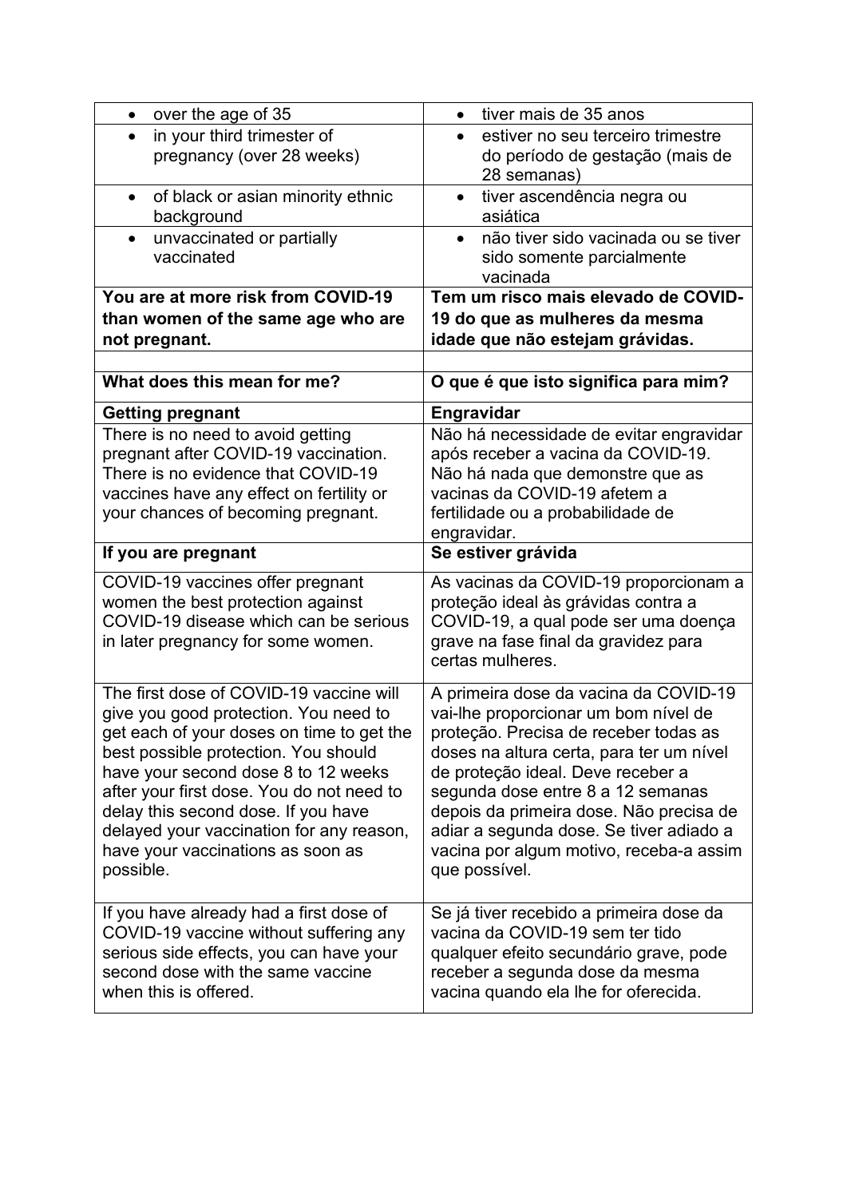| English | Português |
| --- | --- |
| • over the age of 35 | • tiver mais de 35 anos |
| • in your third trimester of pregnancy (over 28 weeks) | • estiver no seu terceiro trimestre do período de gestação (mais de 28 semanas) |
| • of black or asian minority ethnic background | • tiver ascendência negra ou asiática |
| • unvaccinated or partially vaccinated | • não tiver sido vacinada ou se tiver sido somente parcialmente vacinada |
| **You are at more risk from COVID-19 than women of the same age who are not pregnant.** | **Tem um risco mais elevado de COVID-19 do que as mulheres da mesma idade que não estejam grávidas.** |
| | |
| **What does this mean for me?** | **O que é que isto significa para mim?** |
| **Getting pregnant** | **Engravidar** |
| There is no need to avoid getting pregnant after COVID-19 vaccination. There is no evidence that COVID-19 vaccines have any effect on fertility or your chances of becoming pregnant. | Não há necessidade de evitar engravidar após receber a vacina da COVID-19. Não há nada que demonstre que as vacinas da COVID-19 afetem a fertilidade ou a probabilidade de engravidar. |
| **If you are pregnant** | **Se estiver grávida** |
| COVID-19 vaccines offer pregnant women the best protection against COVID-19 disease which can be serious in later pregnancy for some women. | As vacinas da COVID-19 proporcionam a proteção ideal às grávidas contra a COVID-19, a qual pode ser uma doença grave na fase final da gravidez para certas mulheres. |
| The first dose of COVID-19 vaccine will give you good protection. You need to get each of your doses on time to get the best possible protection. You should have your second dose 8 to 12 weeks after your first dose. You do not need to delay this second dose. If you have delayed your vaccination for any reason, have your vaccinations as soon as possible. | A primeira dose da vacina da COVID-19 vai-lhe proporcionar um bom nível de proteção. Precisa de receber todas as doses na altura certa, para ter um nível de proteção ideal. Deve receber a segunda dose entre 8 a 12 semanas depois da primeira dose. Não precisa de adiar a segunda dose. Se tiver adiado a vacina por algum motivo, receba-a assim que possível. |
| If you have already had a first dose of COVID-19 vaccine without suffering any serious side effects, you can have your second dose with the same vaccine when this is offered. | Se já tiver recebido a primeira dose da vacina da COVID-19 sem ter tido qualquer efeito secundário grave, pode receber a segunda dose da mesma vacina quando ela lhe for oferecida. |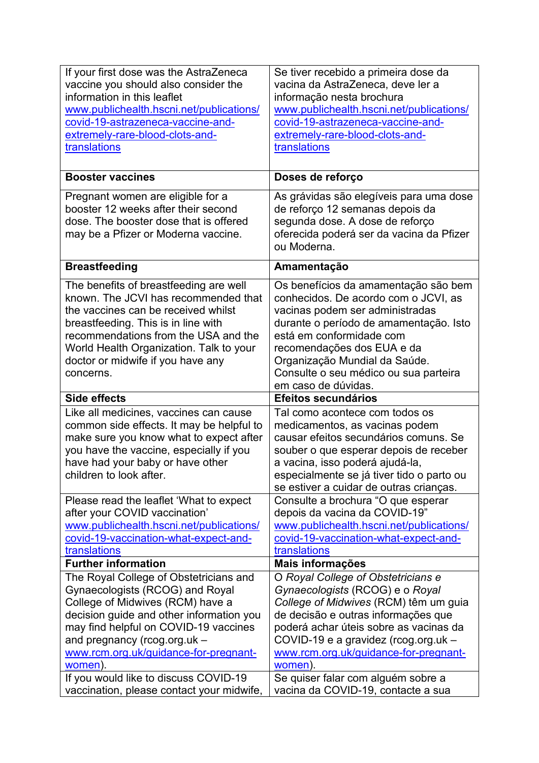| | |
|---|---|
| If your first dose was the AstraZeneca vaccine you should also consider the information in this leaflet [www.publichealth.hscni.net/publications/covid-19-astrazeneca-vaccine-and-extremely-rare-blood-clots-and-translations](http://www.publichealth.hscni.net/publications/covid-19-astrazeneca-vaccine-and-extremely-rare-blood-clots-and-translations) | Se tiver recebido a primeira dose da vacina da AstraZeneca, deve ler a informação nesta brochura [www.publichealth.hscni.net/publications/covid-19-astrazeneca-vaccine-and-extremely-rare-blood-clots-and-translations](http://www.publichealth.hscni.net/publications/covid-19-astrazeneca-vaccine-and-extremely-rare-blood-clots-and-translations) |
| **Booster vaccines** | **Doses de reforço** |
| Pregnant women are eligible for a booster 12 weeks after their second dose. The booster dose that is offered may be a Pfizer or Moderna vaccine. | As grávidas são elegíveis para uma dose de reforço 12 semanas depois da segunda dose. A dose de reforço oferecida poderá ser da vacina da Pfizer ou Moderna. |
| **Breastfeeding** | **Amamentação** |
| The benefits of breastfeeding are well known. The JCVI has recommended that the vaccines can be received whilst breastfeeding. This is in line with recommendations from the USA and the World Health Organization. Talk to your doctor or midwife if you have any concerns. | Os benefícios da amamentação são bem conhecidos. De acordo com o JCVI, as vacinas podem ser administradas durante o período de amamentação. Isto está em conformidade com recomendações dos EUA e da Organização Mundial da Saúde. Consulte o seu médico ou sua parteira em caso de dúvidas. |
| **Side effects** | **Efeitos secundários** |
| Like all medicines, vaccines can cause common side effects. It may be helpful to make sure you know what to expect after you have the vaccine, especially if you have had your baby or have other children to look after. | Tal como acontece com todos os medicamentos, as vacinas podem causar efeitos secundários comuns. Se souber o que esperar depois de receber a vacina, isso poderá ajudá-la, especialmente se já tiver tido o parto ou se estiver a cuidar de outras crianças. |
| Please read the leaflet 'What to expect after your COVID vaccination' [www.publichealth.hscni.net/publications/covid-19-vaccination-what-expect-and-translations](http://www.publichealth.hscni.net/publications/covid-19-vaccination-what-expect-and-translations) | Consulte a brochura "O que esperar depois da vacina da COVID-19" [www.publichealth.hscni.net/publications/covid-19-vaccination-what-expect-and-translations](http://www.publichealth.hscni.net/publications/covid-19-vaccination-what-expect-and-translations) |
| **Further information** | **Mais informações** |
| The Royal College of Obstetricians and Gynaecologists (RCOG) and Royal College of Midwives (RCM) have a decision guide and other information you may find helpful on COVID-19 vaccines and pregnancy (rcog.org.uk – [www.rcm.org.uk/guidance-for-pregnant-women](http://www.rcm.org.uk/guidance-for-pregnant-women)). | O *Royal College of Obstetricians e Gynaecologists* (RCOG) e o *Royal College of Midwives* (RCM) têm um guia de decisão e outras informações que poderá achar úteis sobre as vacinas da COVID-19 e a gravidez (rcog.org.uk – [www.rcm.org.uk/guidance-for-pregnant-women](http://www.rcm.org.uk/guidance-for-pregnant-women)). |
| If you would like to discuss COVID-19 vaccination, please contact your midwife, | Se quiser falar com alguém sobre a vacina da COVID-19, contacte a sua |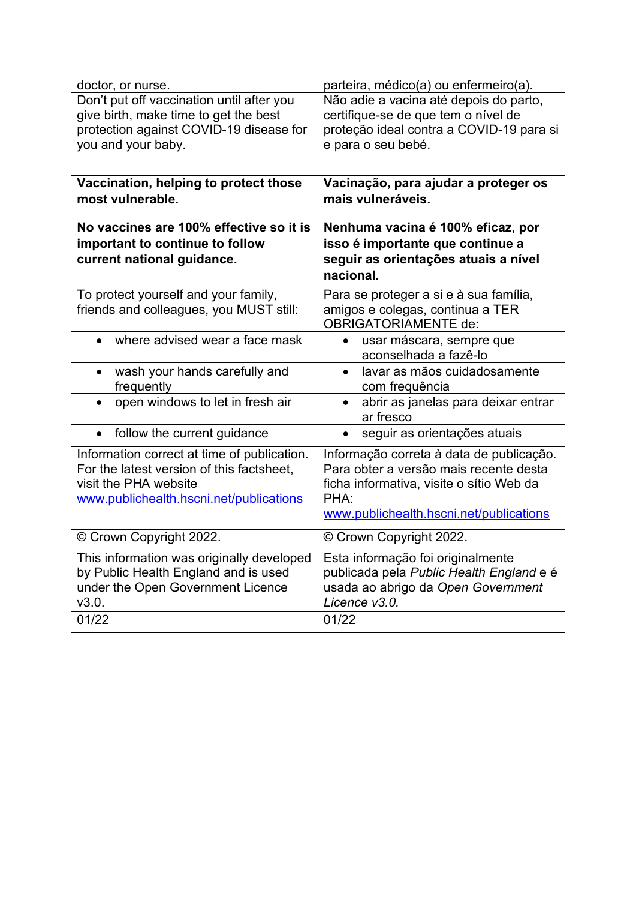| | |
|---|---|
| doctor, or nurse. | parteira, médico(a) ou enfermeiro(a). |
| Don't put off vaccination until after you give birth, make time to get the best protection against COVID-19 disease for you and your baby. | Não adie a vacina até depois do parto, certifique-se de que tem o nível de proteção ideal contra a COVID-19 para si e para o seu bebé. |
| **Vaccination, helping to protect those most vulnerable.** | **Vacinação, para ajudar a proteger os mais vulneráveis.** |
| **No vaccines are 100% effective so it is important to continue to follow current national guidance.** | **Nenhuma vacina é 100% eficaz, por isso é importante que continue a seguir as orientações atuais a nível nacional.** |
| To protect yourself and your family, friends and colleagues, you MUST still: | Para se proteger a si e à sua família, amigos e colegas, continua a TER OBRIGATORIAMENTE de: |
| • where advised wear a face mask | • usar máscara, sempre que aconselhada a fazê-lo |
| • wash your hands carefully and frequently | • lavar as mãos cuidadosamente com frequência |
| • open windows to let in fresh air | • abrir as janelas para deixar entrar ar fresco |
| • follow the current guidance | • seguir as orientações atuais |
| Information correct at time of publication. For the latest version of this factsheet, visit the PHA website [www.publichealth.hscni.net/publications](http://www.publichealth.hscni.net/publications) | Informação correta à data de publicação. Para obter a versão mais recente desta ficha informativa, visite o sítio Web da PHA: [www.publichealth.hscni.net/publications](http://www.publichealth.hscni.net/publications) |
| © Crown Copyright 2022. | © Crown Copyright 2022. |
| This information was originally developed by Public Health England and is used under the Open Government Licence v3.0. | Esta informação foi originalmente publicada pela *Public Health England* e é usada ao abrigo da *Open Government Licence v3.0.* |
| 01/22 | 01/22 |